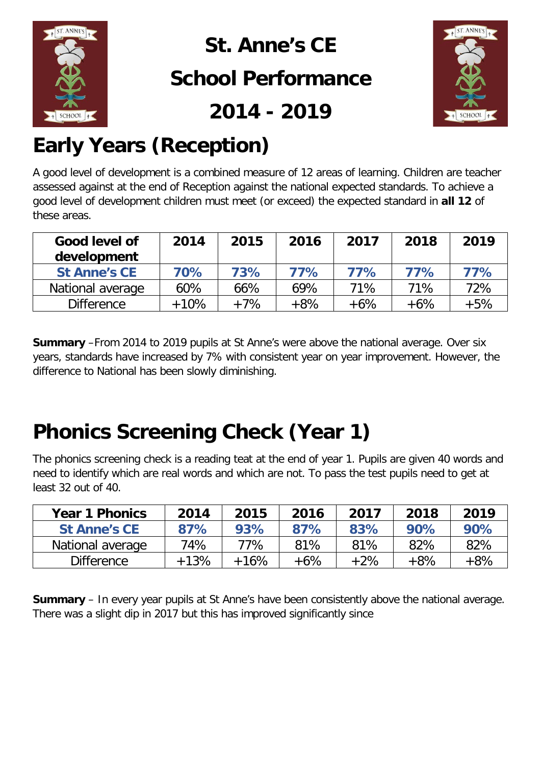# St. Anne's CE

# School Performance

# 2014 - 2019

## Early Years (Reception)

A good level of development is a combined measure of 12 areas of learning. Children are teacher assessed against at the end of Reception against the national expected standards. To achieve a good level of development children must meet (or exceed) the expected standard in **all 12** of these areas.

| Good level of development | 2014 | 2015 | 2016 | 2017 | 2018 | 2019 |
|---|---|---|---|---|---|---|
| **St Anne's CE** | **70%** | **73%** | **77%** | **77%** | **77%** | **77%** |
| National average | 60% | 66% | 69% | 71% | 71% | 72% |
| Difference | +10% | +7% | +8% | +6% | +6% | +5% |

**Summary** –From 2014 to 2019 pupils at St Anne's were above the national average. Over six years, standards have increased by 7% with consistent year on year improvement. However, the difference to National has been slowly diminishing.

## Phonics Screening Check (Year 1)

The phonics screening check is a reading teat at the end of year 1. Pupils are given 40 words and need to identify which are real words and which are not. To pass the test pupils need to get at least 32 out of 40.

| Year 1 Phonics | 2014 | 2015 | 2016 | 2017 | 2018 | 2019 |
|---|---|---|---|---|---|---|
| **St Anne's CE** | **87%** | **93%** | **87%** | **83%** | **90%** | **90%** |
| National average | 74% | 77% | 81% | 81% | 82% | 82% |
| Difference | +13% | +16% | +6% | +2% | +8% | +8% |

**Summary** – In every year pupils at St Anne's have been consistently above the national average. There was a slight dip in 2017 but this has improved significantly since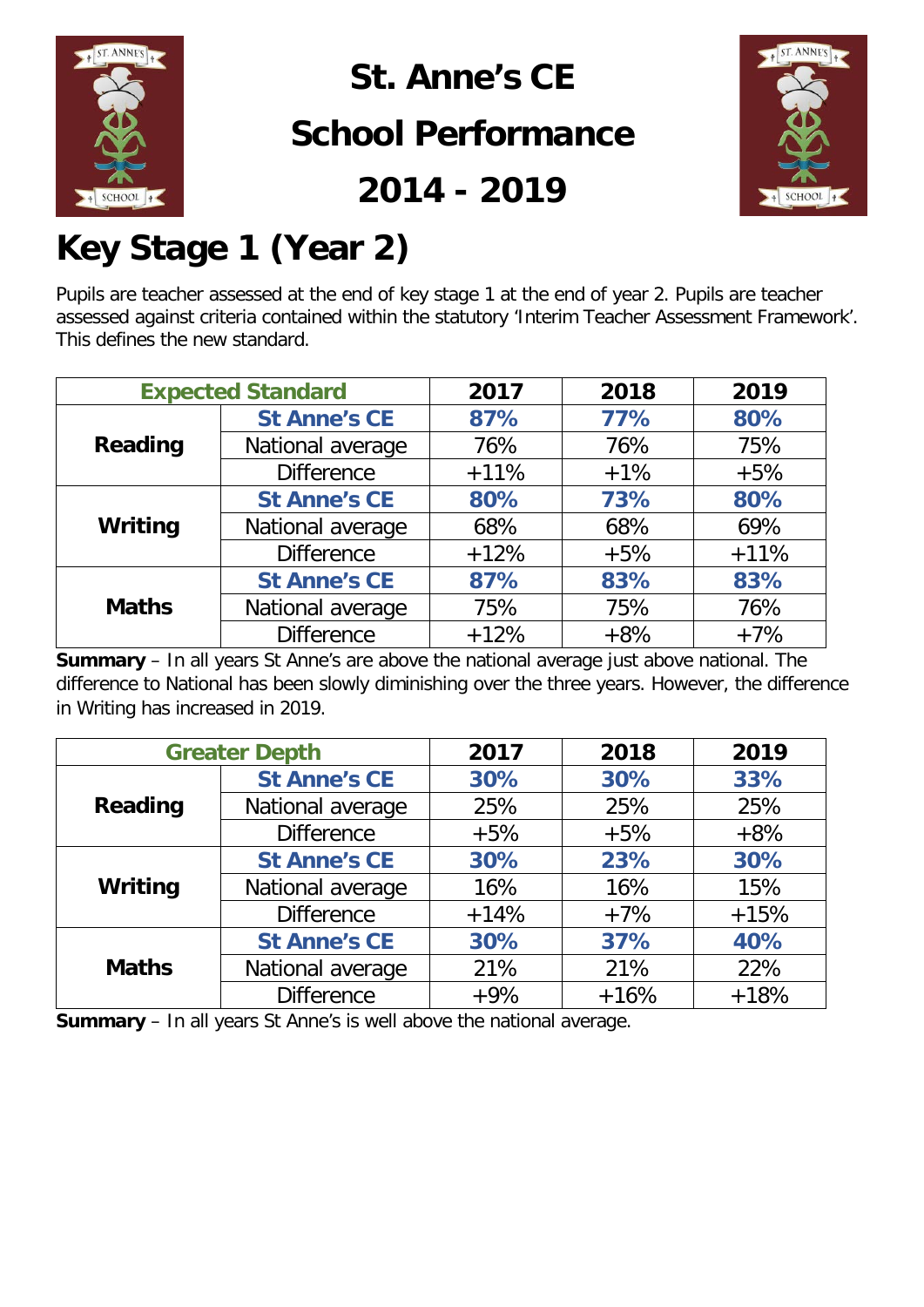# St. Anne's CE School Performance 2014 - 2019

## Key Stage 1 (Year 2)

Pupils are teacher assessed at the end of key stage 1 at the end of year 2. Pupils are teacher assessed against criteria contained within the statutory 'Interim Teacher Assessment Framework'. This defines the new standard.

| Expected Standard | | 2017 | 2018 | 2019 |
|---|---|---|---|---|
| **Reading** | **St Anne's CE** | **87%** | **77%** | **80%** |
| | National average | 76% | 76% | 75% |
| | Difference | +11% | +1% | +5% |
| **Writing** | **St Anne's CE** | **80%** | **73%** | **80%** |
| | National average | 68% | 68% | 69% |
| | Difference | +12% | +5% | +11% |
| **Maths** | **St Anne's CE** | **87%** | **83%** | **83%** |
| | National average | 75% | 75% | 76% |
| | Difference | +12% | +8% | +7% |

**Summary** – In all years St Anne's are above the national average just above national. The difference to National has been slowly diminishing over the three years. However, the difference in Writing has increased in 2019.

| Greater Depth | | 2017 | 2018 | 2019 |
|---|---|---|---|---|
| **Reading** | **St Anne's CE** | **30%** | **30%** | **33%** |
| | National average | 25% | 25% | 25% |
| | Difference | +5% | +5% | +8% |
| **Writing** | **St Anne's CE** | **30%** | **23%** | **30%** |
| | National average | 16% | 16% | 15% |
| | Difference | +14% | +7% | +15% |
| **Maths** | **St Anne's CE** | **30%** | **37%** | **40%** |
| | National average | 21% | 21% | 22% |
| | Difference | +9% | +16% | +18% |

**Summary** – In all years St Anne's is well above the national average.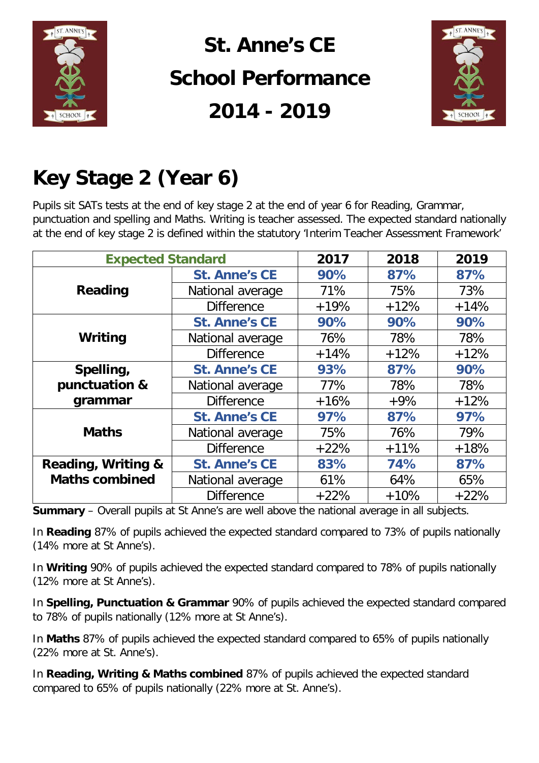# St. Anne's CE

# School Performance

# 2014 - 2019

## Key Stage 2 (Year 6)

Pupils sit SATs tests at the end of key stage 2 at the end of year 6 for Reading, Grammar, punctuation and spelling and Maths. Writing is teacher assessed. The expected standard nationally at the end of key stage 2 is defined within the statutory 'Interim Teacher Assessment Framework'

| Expected Standard | | 2017 | 2018 | 2019 |
|---|---|---|---|---|
| **Reading** | **St. Anne's CE** | **90%** | **87%** | **87%** |
| | National average | 71% | 75% | 73% |
| | Difference | +19% | +12% | +14% |
| **Writing** | **St. Anne's CE** | **90%** | **90%** | **90%** |
| | National average | 76% | 78% | 78% |
| | Difference | +14% | +12% | +12% |
| **Spelling, punctuation & grammar** | **St. Anne's CE** | **93%** | **87%** | **90%** |
| | National average | 77% | 78% | 78% |
| | Difference | +16% | +9% | +12% |
| **Maths** | **St. Anne's CE** | **97%** | **87%** | **97%** |
| | National average | 75% | 76% | 79% |
| | Difference | +22% | +11% | +18% |
| **Reading, Writing & Maths combined** | **St. Anne's CE** | **83%** | **74%** | **87%** |
| | National average | 61% | 64% | 65% |
| | Difference | +22% | +10% | +22% |

**Summary** – Overall pupils at St Anne's are well above the national average in all subjects.

In **Reading** 87% of pupils achieved the expected standard compared to 73% of pupils nationally (14% more at St Anne's).

In **Writing** 90% of pupils achieved the expected standard compared to 78% of pupils nationally (12% more at St Anne's).

In **Spelling, Punctuation & Grammar** 90% of pupils achieved the expected standard compared to 78% of pupils nationally (12% more at St Anne's).

In **Maths** 87% of pupils achieved the expected standard compared to 65% of pupils nationally (22% more at St. Anne's).

In **Reading, Writing & Maths combined** 87% of pupils achieved the expected standard compared to 65% of pupils nationally (22% more at St. Anne's).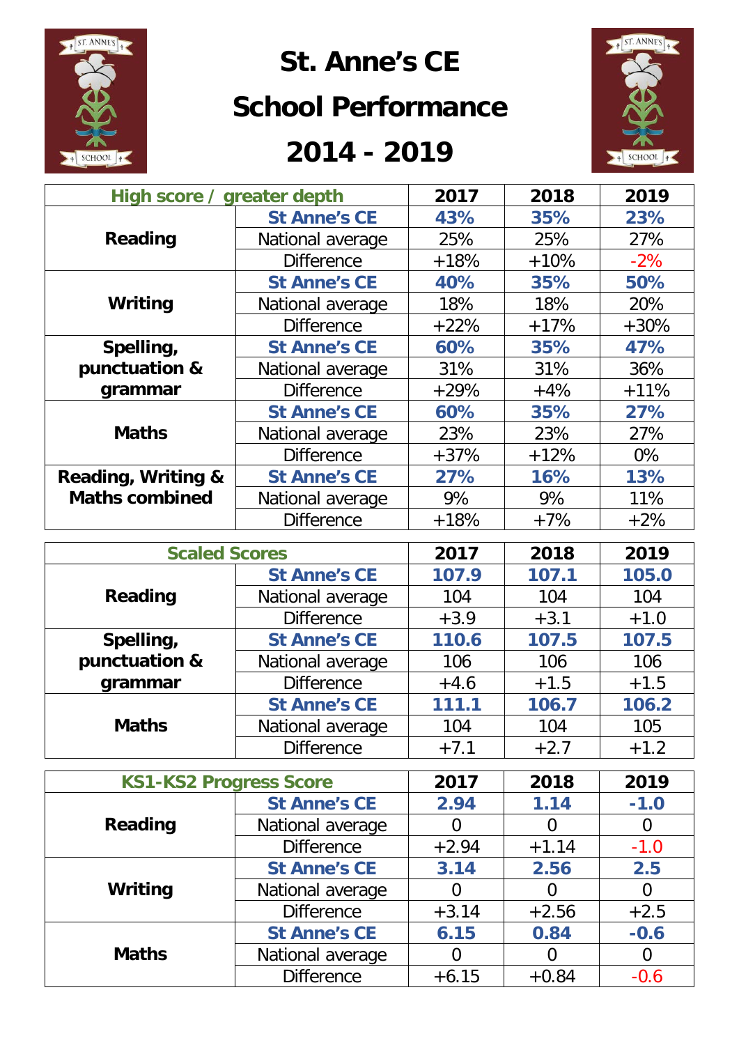# St. Anne's CE

# School Performance

# 2014 - 2019

| High score / greater depth | | 2017 | 2018 | 2019 |
|---|---|---|---|---|
| Reading | St Anne's CE | 43% | 35% | 23% |
| | National average | 25% | 25% | 27% |
| | Difference | +18% | +10% | -2% |
| Writing | St Anne's CE | 40% | 35% | 50% |
| | National average | 18% | 18% | 20% |
| | Difference | +22% | +17% | +30% |
| Spelling, punctuation & grammar | St Anne's CE | 60% | 35% | 47% |
| | National average | 31% | 31% | 36% |
| | Difference | +29% | +4% | +11% |
| Maths | St Anne's CE | 60% | 35% | 27% |
| | National average | 23% | 23% | 27% |
| | Difference | +37% | +12% | 0% |
| Reading, Writing & Maths combined | St Anne's CE | 27% | 16% | 13% |
| | National average | 9% | 9% | 11% |
| | Difference | +18% | +7% | +2% |

| Scaled Scores | | 2017 | 2018 | 2019 |
|---|---|---|---|---|
| Reading | St Anne's CE | 107.9 | 107.1 | 105.0 |
| | National average | 104 | 104 | 104 |
| | Difference | +3.9 | +3.1 | +1.0 |
| Spelling, punctuation & grammar | St Anne's CE | 110.6 | 107.5 | 107.5 |
| | National average | 106 | 106 | 106 |
| | Difference | +4.6 | +1.5 | +1.5 |
| Maths | St Anne's CE | 111.1 | 106.7 | 106.2 |
| | National average | 104 | 104 | 105 |
| | Difference | +7.1 | +2.7 | +1.2 |

| KS1-KS2 Progress Score | | 2017 | 2018 | 2019 |
|---|---|---|---|---|
| Reading | St Anne's CE | 2.94 | 1.14 | -1.0 |
| | National average | 0 | 0 | 0 |
| | Difference | +2.94 | +1.14 | -1.0 |
| Writing | St Anne's CE | 3.14 | 2.56 | 2.5 |
| | National average | 0 | 0 | 0 |
| | Difference | +3.14 | +2.56 | +2.5 |
| Maths | St Anne's CE | 6.15 | 0.84 | -0.6 |
| | National average | 0 | 0 | 0 |
| | Difference | +6.15 | +0.84 | -0.6 |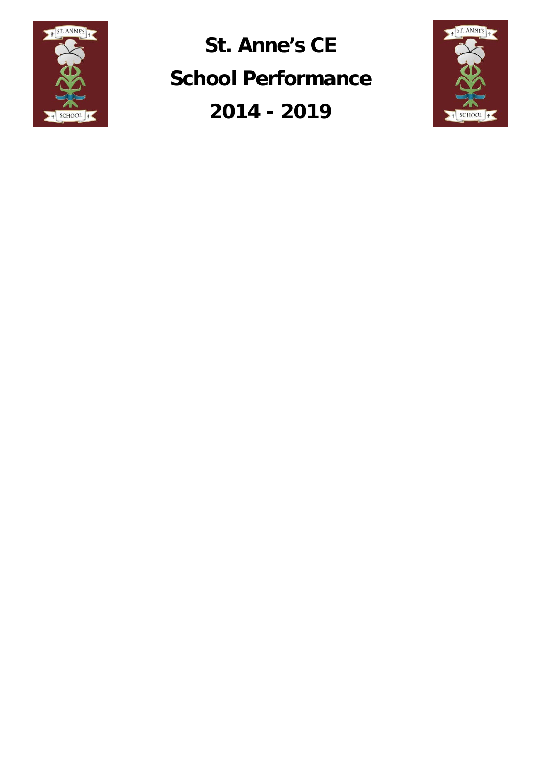# St. Anne's CE School Performance 2014 - 2019